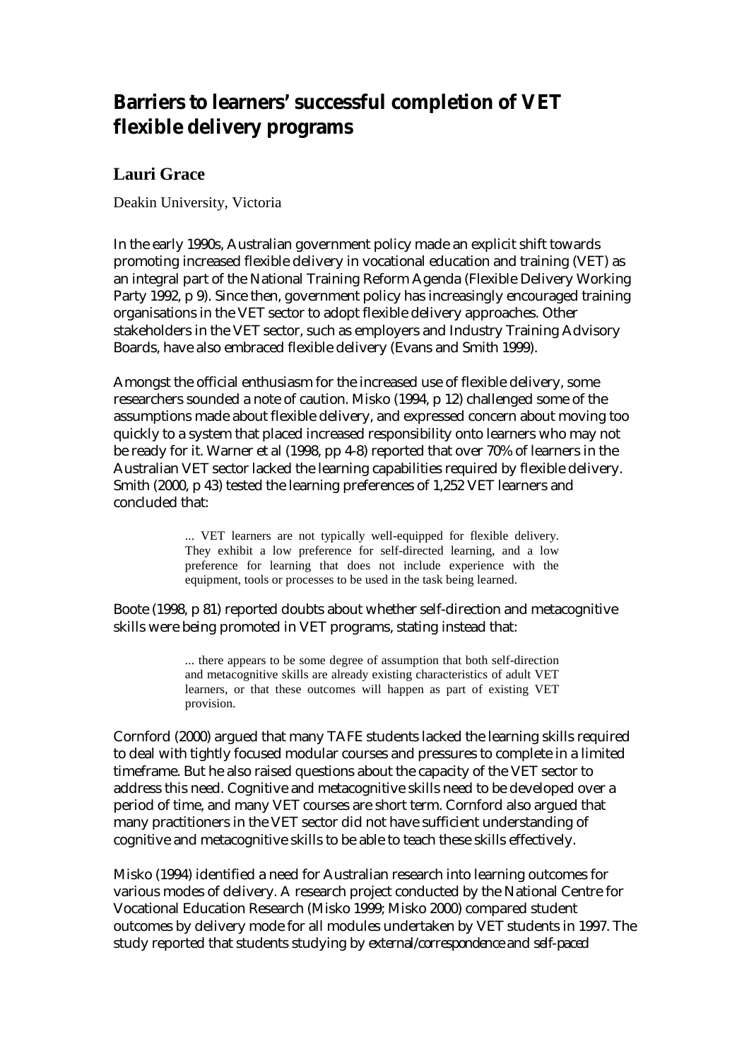# Barriers to learners' successful completion of VET flexible delivery programs

## Lauri Grace

Deakin University, Victoria

In the early 1990s, Australian government policy made an explicit shift towards promoting increased flexible delivery in vocational education and training (VET) as an integral part of the National Training Reform Agenda (Flexible Delivery Working Party 1992, p 9). Since then, government policy has increasingly encouraged training organisations in the VET sector to adopt flexible delivery approaches. Other stakeholders in the VET sector, such as employers and Industry Training Advisory Boards, have also embraced flexible delivery (Evans and Smith 1999).

Amongst the official enthusiasm for the increased use of flexible delivery, some researchers sounded a note of caution. Misko (1994, p 12) challenged some of the assumptions made about flexible delivery, and expressed concern about moving too quickly to a system that placed increased responsibility onto learners who may not be ready for it. Warner et al (1998, pp 4-8) reported that over 70% of learners in the Australian VET sector lacked the learning capabilities required by flexible delivery. Smith (2000, p 43) tested the learning preferences of 1,252 VET learners and concluded that:

> ... VET learners are not typically well-equipped for flexible delivery. They exhibit a low preference for self-directed learning, and a low preference for learning that does not include experience with the equipment, tools or processes to be used in the task being learned.

Boote (1998, p 81) reported doubts about whether self-direction and metacognitive skills were being promoted in VET programs, stating instead that:

> ... there appears to be some degree of assumption that both self-direction and metacognitive skills are already existing characteristics of adult VET learners, or that these outcomes will happen as part of existing VET provision.

Cornford (2000) argued that many TAFE students lacked the learning skills required to deal with tightly focused modular courses and pressures to complete in a limited timeframe. But he also raised questions about the capacity of the VET sector to address this need. Cognitive and metacognitive skills need to be developed over a period of time, and many VET courses are short term. Cornford also argued that many practitioners in the VET sector did not have sufficient understanding of cognitive and metacognitive skills to be able to teach these skills effectively.

Misko (1994) identified a need for Australian research into learning outcomes for various modes of delivery. A research project conducted by the National Centre for Vocational Education Research (Misko 1999; Misko 2000) compared student outcomes by delivery mode for all modules undertaken by VET students in 1997. The study reported that students studying by *external/correspondence* and *self-paced*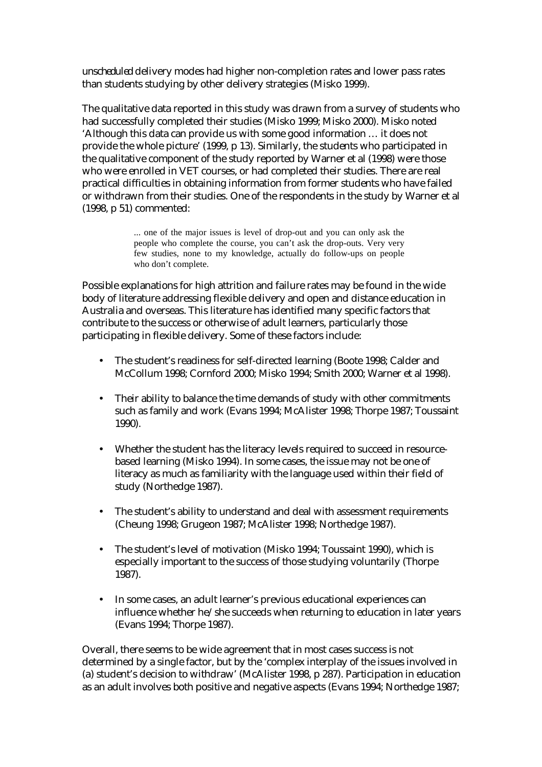*unscheduled* delivery modes had higher non-completion rates and lower pass rates than students studying by other delivery strategies (Misko 1999).

The qualitative data reported in this study was drawn from a survey of students who had successfully completed their studies (Misko 1999; Misko 2000). Misko noted 'Although this data can provide us with some good information … it does not provide the whole picture' (1999, p 13). Similarly, the students who participated in the qualitative component of the study reported by Warner et al (1998) were those who were enrolled in VET courses, or had completed their studies. There are real practical difficulties in obtaining information from former students who have failed or withdrawn from their studies. One of the respondents in the study by Warner et al (1998, p 51) commented:

> ... one of the major issues is level of drop-out and you can only ask the people who complete the course, you can't ask the drop-outs. Very very few studies, none to my knowledge, actually do follow-ups on people who don't complete.

Possible explanations for high attrition and failure rates may be found in the wide body of literature addressing flexible delivery and open and distance education in Australia and overseas. This literature has identified many specific factors that contribute to the success or otherwise of adult learners, particularly those participating in flexible delivery. Some of these factors include:

- The student's readiness for self-directed learning (Boote 1998; Calder and McCollum 1998; Cornford 2000; Misko 1994; Smith 2000; Warner et al 1998).
- Their ability to balance the time demands of study with other commitments such as family and work (Evans 1994; McAlister 1998; Thorpe 1987; Toussaint 1990).
- Whether the student has the literacy levels required to succeed in resource-based learning (Misko 1994). In some cases, the issue may not be one of literacy as much as familiarity with the language used within their field of study (Northedge 1987).
- The student's ability to understand and deal with assessment requirements (Cheung 1998; Grugeon 1987; McAlister 1998; Northedge 1987).
- The student's level of motivation (Misko 1994; Toussaint 1990), which is especially important to the success of those studying voluntarily (Thorpe 1987).
- In some cases, an adult learner's previous educational experiences can influence whether he/she succeeds when returning to education in later years (Evans 1994; Thorpe 1987).

Overall, there seems to be wide agreement that in most cases success is not determined by a single factor, but by the 'complex interplay of the issues involved in (a) student's decision to withdraw' (McAlister 1998, p 287). Participation in education as an adult involves both positive and negative aspects (Evans 1994; Northedge 1987;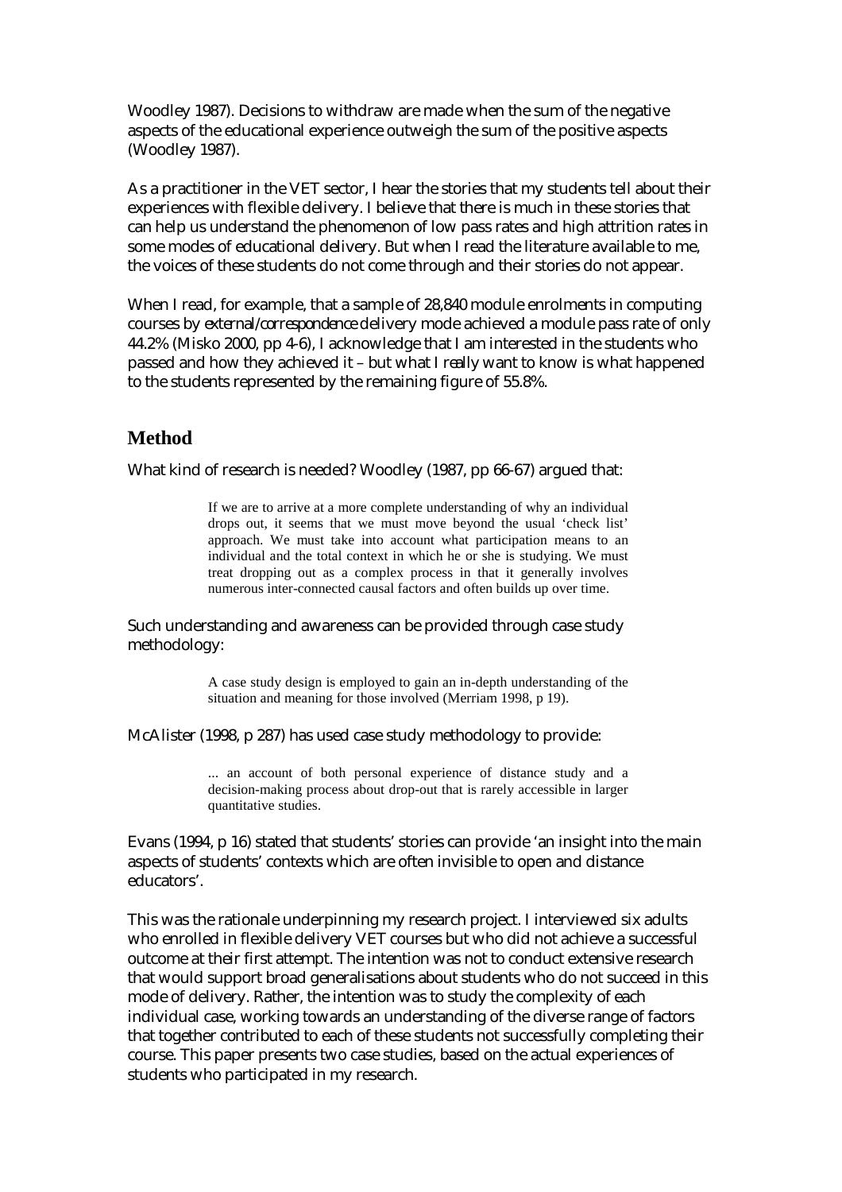Woodley 1987). Decisions to withdraw are made when the sum of the negative aspects of the educational experience outweigh the sum of the positive aspects (Woodley 1987).

As a practitioner in the VET sector, I hear the stories that my students tell about their experiences with flexible delivery. I believe that there is much in these stories that can help us understand the phenomenon of low pass rates and high attrition rates in some modes of educational delivery. But when I read the literature available to me, the voices of these students do not come through and their stories do not appear.

When I read, for example, that a sample of 28,840 module enrolments in computing courses by *external/correspondence* delivery mode achieved a module pass rate of only 44.2% (Misko 2000, pp 4-6), I acknowledge that I am interested in the students who passed and how they achieved it – but what I *really* want to know is what happened to the students represented by the remaining figure of 55.8%.

## Method

What kind of research is needed? Woodley (1987, pp 66-67) argued that:

> If we are to arrive at a more complete understanding of why an individual drops out, it seems that we must move beyond the usual 'check list' approach. We must take into account what participation means to an individual and the total context in which he or she is studying. We must treat dropping out as a complex process in that it generally involves numerous inter-connected causal factors and often builds up over time.

Such understanding and awareness can be provided through case study methodology:

> A case study design is employed to gain an in-depth understanding of the situation and meaning for those involved (Merriam 1998, p 19).

McAlister (1998, p 287) has used case study methodology to provide:

> ... an account of both personal experience of distance study and a decision-making process about drop-out that is rarely accessible in larger quantitative studies.

Evans (1994, p 16) stated that students' stories can provide 'an insight into the main aspects of students' contexts which are often invisible to open and distance educators'.

This was the rationale underpinning my research project. I interviewed six adults who enrolled in flexible delivery VET courses but who did not achieve a successful outcome at their first attempt. The intention was not to conduct extensive research that would support broad generalisations about students who do not succeed in this mode of delivery. Rather, the intention was to study the complexity of each individual case, working towards an understanding of the diverse range of factors that together contributed to each of these students not successfully completing their course. This paper presents two case studies, based on the actual experiences of students who participated in my research.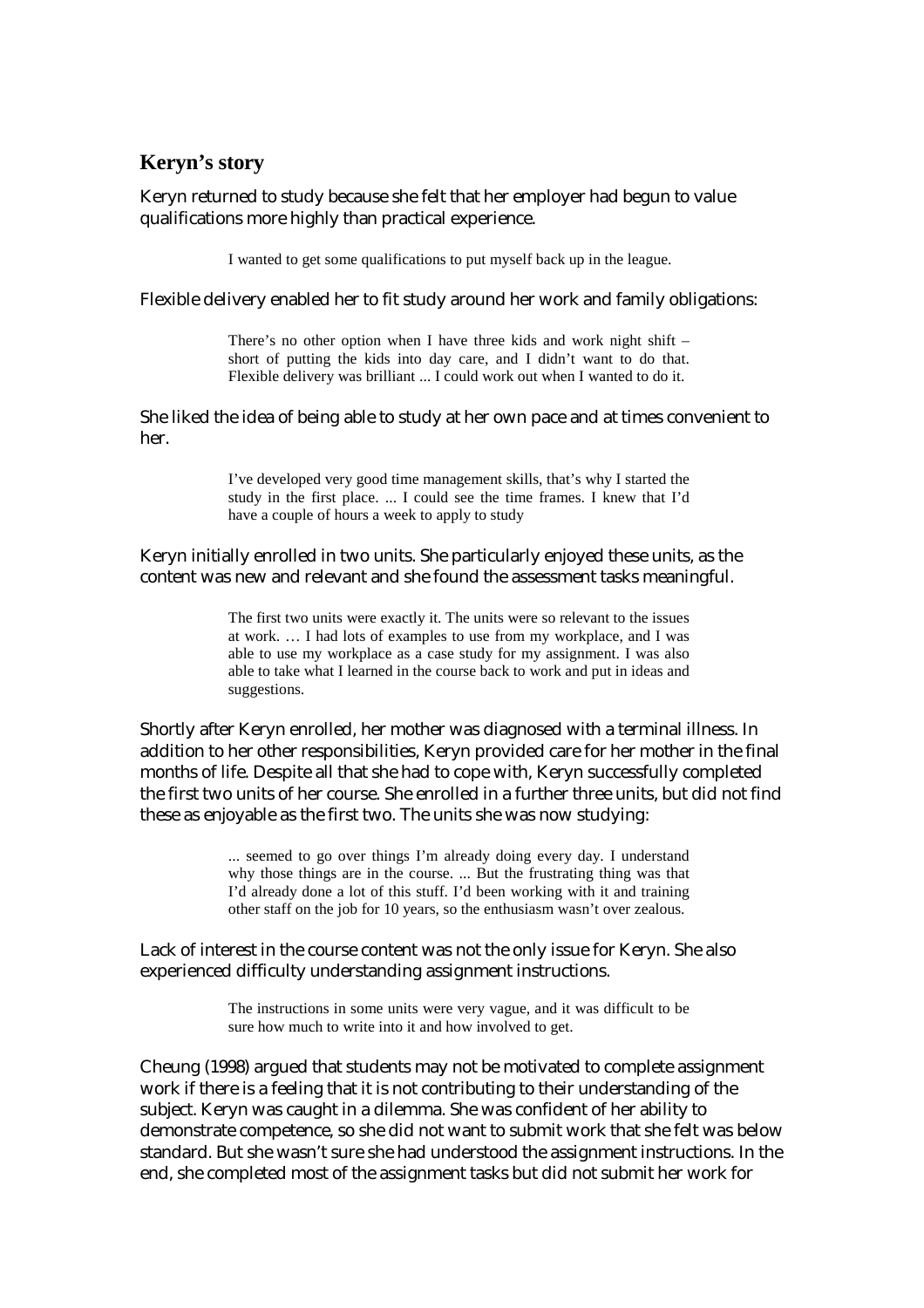## Keryn's story

Keryn returned to study because she felt that her employer had begun to value qualifications more highly than practical experience.

> I wanted to get some qualifications to put myself back up in the league.

Flexible delivery enabled her to fit study around her work and family obligations:

> There's no other option when I have three kids and work night shift – short of putting the kids into day care, and I didn't want to do that. Flexible delivery was brilliant ... I could work out when I wanted to do it.

She liked the idea of being able to study at her own pace and at times convenient to her.

> I've developed very good time management skills, that's why I started the study in the first place. ... I could see the time frames. I knew that I'd have a couple of hours a week to apply to study

Keryn initially enrolled in two units. She particularly enjoyed these units, as the content was new and relevant and she found the assessment tasks meaningful.

> The first two units were exactly it. The units were so relevant to the issues at work. … I had lots of examples to use from my workplace, and I was able to use my workplace as a case study for my assignment. I was also able to take what I learned in the course back to work and put in ideas and suggestions.

Shortly after Keryn enrolled, her mother was diagnosed with a terminal illness. In addition to her other responsibilities, Keryn provided care for her mother in the final months of life. Despite all that she had to cope with, Keryn successfully completed the first two units of her course. She enrolled in a further three units, but did not find these as enjoyable as the first two. The units she was now studying:

> ... seemed to go over things I'm already doing every day. I understand why those things are in the course. ... But the frustrating thing was that I'd already done a lot of this stuff. I'd been working with it and training other staff on the job for 10 years, so the enthusiasm wasn't over zealous.

Lack of interest in the course content was not the only issue for Keryn. She also experienced difficulty understanding assignment instructions.

> The instructions in some units were very vague, and it was difficult to be sure how much to write into it and how involved to get.

Cheung (1998) argued that students may not be motivated to complete assignment work if there is a feeling that it is not contributing to their understanding of the subject. Keryn was caught in a dilemma. She was confident of her ability to demonstrate competence, so she did not want to submit work that she felt was below standard. But she wasn't sure she had understood the assignment instructions. In the end, she completed most of the assignment tasks but did not submit her work for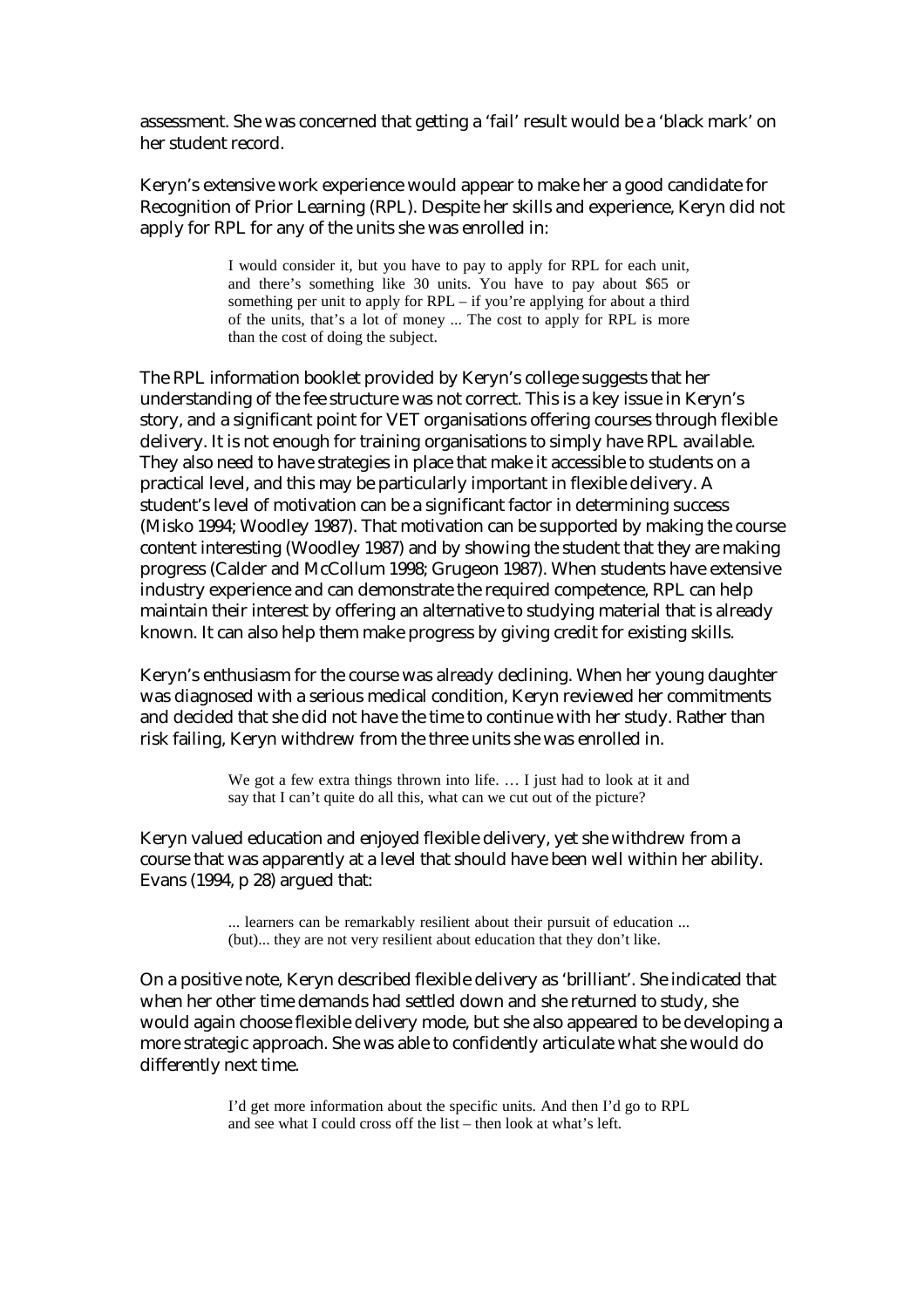assessment. She was concerned that getting a 'fail' result would be a 'black mark' on her student record.

Keryn's extensive work experience would appear to make her a good candidate for Recognition of Prior Learning (RPL). Despite her skills and experience, Keryn did not apply for RPL for any of the units she was enrolled in:

> I would consider it, but you have to pay to apply for RPL for each unit, and there's something like 30 units. You have to pay about $65 or something per unit to apply for RPL – if you're applying for about a third of the units, that's a lot of money ... The cost to apply for RPL is more than the cost of doing the subject.

The RPL information booklet provided by Keryn's college suggests that her understanding of the fee structure was not correct. This is a key issue in Keryn's story, and a significant point for VET organisations offering courses through flexible delivery. It is not enough for training organisations to simply have RPL available. They also need to have strategies in place that make it accessible to students on a practical level, and this may be particularly important in flexible delivery. A student's level of motivation can be a significant factor in determining success (Misko 1994; Woodley 1987). That motivation can be supported by making the course content interesting (Woodley 1987) and by showing the student that they are making progress (Calder and McCollum 1998; Grugeon 1987). When students have extensive industry experience and can demonstrate the required competence, RPL can help maintain their interest by offering an alternative to studying material that is already known. It can also help them make progress by giving credit for existing skills.

Keryn's enthusiasm for the course was already declining. When her young daughter was diagnosed with a serious medical condition, Keryn reviewed her commitments and decided that she did not have the time to continue with her study. Rather than risk failing, Keryn withdrew from the three units she was enrolled in.

> We got a few extra things thrown into life. … I just had to look at it and say that I can't quite do all this, what can we cut out of the picture?

Keryn valued education and enjoyed flexible delivery, yet she withdrew from a course that was apparently at a level that should have been well within her ability. Evans (1994, p 28) argued that:

> ... learners can be remarkably resilient about their pursuit of education ... (but)... they are not very resilient about education that they don't like.

On a positive note, Keryn described flexible delivery as 'brilliant'. She indicated that when her other time demands had settled down and she returned to study, she would again choose flexible delivery mode, but she also appeared to be developing a more strategic approach. She was able to confidently articulate what she would do differently next time.

> I'd get more information about the specific units. And then I'd go to RPL and see what I could cross off the list – then look at what's left.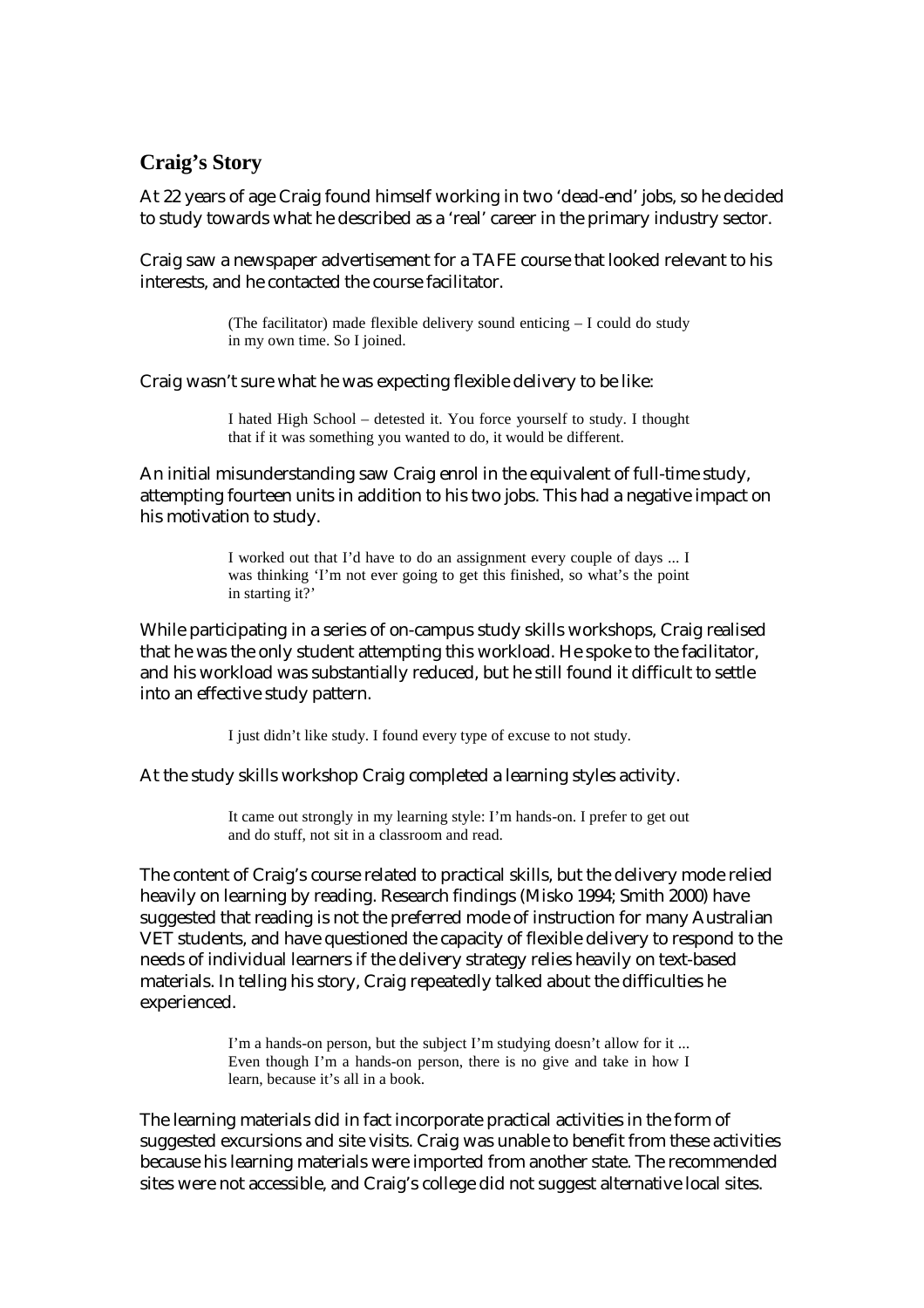## Craig's Story

At 22 years of age Craig found himself working in two 'dead-end' jobs, so he decided to study towards what he described as a 'real' career in the primary industry sector.

Craig saw a newspaper advertisement for a TAFE course that looked relevant to his interests, and he contacted the course facilitator.

> (The facilitator) made flexible delivery sound enticing – I could do study in my own time. So I joined.

Craig wasn't sure what he was expecting flexible delivery to be like:

> I hated High School – detested it. You force yourself to study. I thought that if it was something you wanted to do, it would be different.

An initial misunderstanding saw Craig enrol in the equivalent of full-time study, attempting fourteen units in addition to his two jobs. This had a negative impact on his motivation to study.

> I worked out that I'd have to do an assignment every couple of days ... I was thinking 'I'm not ever going to get this finished, so what's the point in starting it?'

While participating in a series of on-campus study skills workshops, Craig realised that he was the only student attempting this workload. He spoke to the facilitator, and his workload was substantially reduced, but he still found it difficult to settle into an effective study pattern.

> I just didn't like study. I found every type of excuse to not study.

At the study skills workshop Craig completed a learning styles activity.

> It came out strongly in my learning style: I'm hands-on. I prefer to get out and do stuff, not sit in a classroom and read.

The content of Craig's course related to practical skills, but the delivery mode relied heavily on learning by reading. Research findings (Misko 1994; Smith 2000) have suggested that reading is not the preferred mode of instruction for many Australian VET students, and have questioned the capacity of flexible delivery to respond to the needs of individual learners if the delivery strategy relies heavily on text-based materials. In telling his story, Craig repeatedly talked about the difficulties he experienced.

> I'm a hands-on person, but the subject I'm studying doesn't allow for it ... Even though I'm a hands-on person, there is no give and take in how I learn, because it's all in a book.

The learning materials did in fact incorporate practical activities in the form of suggested excursions and site visits. Craig was unable to benefit from these activities because his learning materials were imported from another state. The recommended sites were not accessible, and Craig's college did not suggest alternative local sites.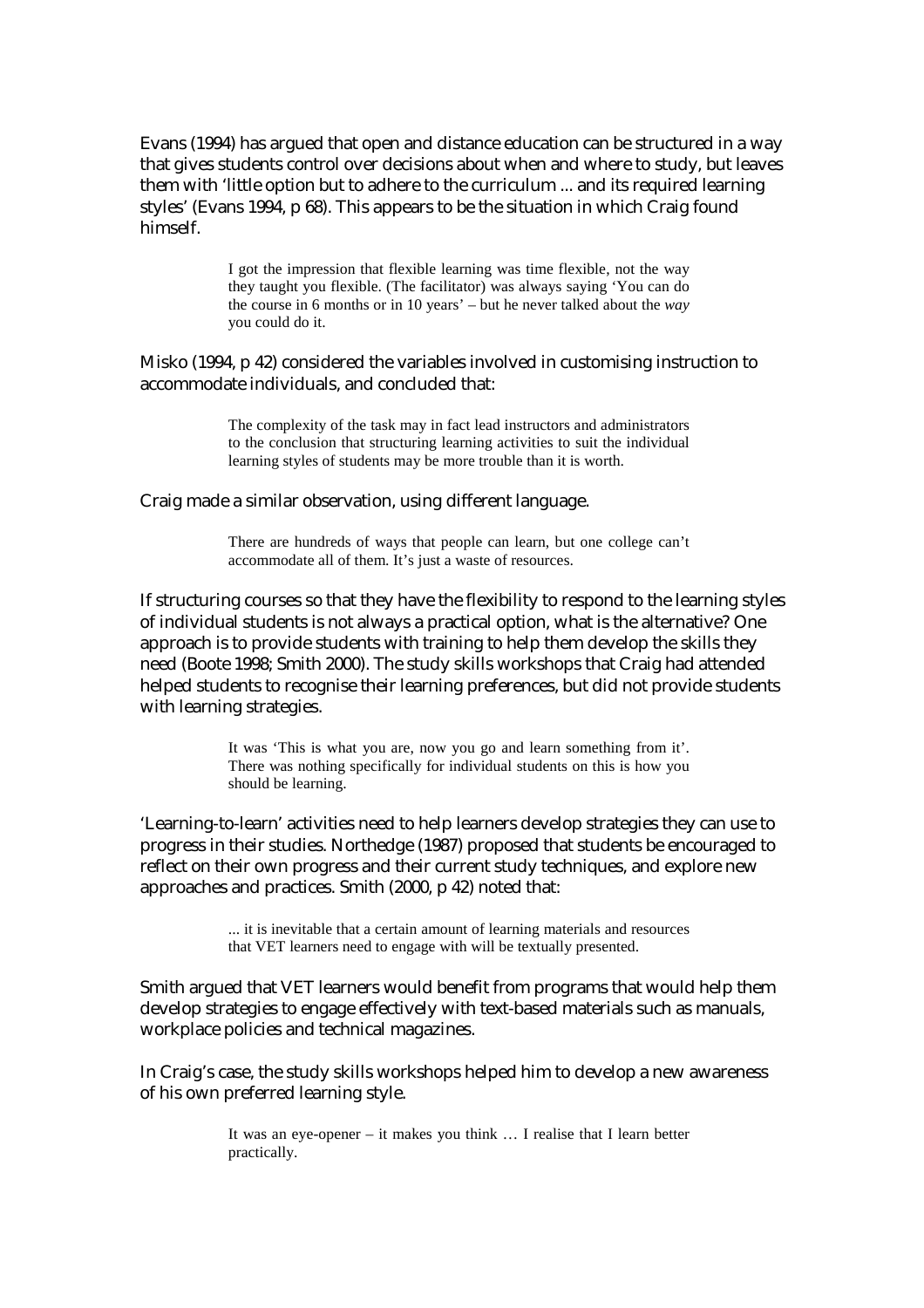Evans (1994) has argued that open and distance education can be structured in a way that gives students control over decisions about when and where to study, but leaves them with 'little option but to adhere to the curriculum ... and its required learning styles' (Evans 1994, p 68). This appears to be the situation in which Craig found himself.

> I got the impression that flexible learning was time flexible, not the way they taught you flexible. (The facilitator) was always saying 'You can do the course in 6 months or in 10 years' – but he never talked about the *way* you could do it.

Misko (1994, p 42) considered the variables involved in customising instruction to accommodate individuals, and concluded that:

> The complexity of the task may in fact lead instructors and administrators to the conclusion that structuring learning activities to suit the individual learning styles of students may be more trouble than it is worth.

Craig made a similar observation, using different language.

> There are hundreds of ways that people can learn, but one college can't accommodate all of them. It's just a waste of resources.

If structuring courses so that they have the flexibility to respond to the learning styles of individual students is not always a practical option, what is the alternative? One approach is to provide students with training to help them develop the skills they need (Boote 1998; Smith 2000). The study skills workshops that Craig had attended helped students to recognise their learning preferences, but did not provide students with learning strategies.

> It was 'This is what you are, now you go and learn something from it'. There was nothing specifically for individual students on this is how you should be learning.

'Learning-to-learn' activities need to help learners develop strategies they can use to progress in their studies. Northedge (1987) proposed that students be encouraged to reflect on their own progress and their current study techniques, and explore new approaches and practices. Smith (2000, p 42) noted that:

> ... it is inevitable that a certain amount of learning materials and resources that VET learners need to engage with will be textually presented.

Smith argued that VET learners would benefit from programs that would help them develop strategies to engage effectively with text-based materials such as manuals, workplace policies and technical magazines.

In Craig's case, the study skills workshops helped him to develop a new awareness of his own preferred learning style.

> It was an eye-opener – it makes you think … I realise that I learn better practically.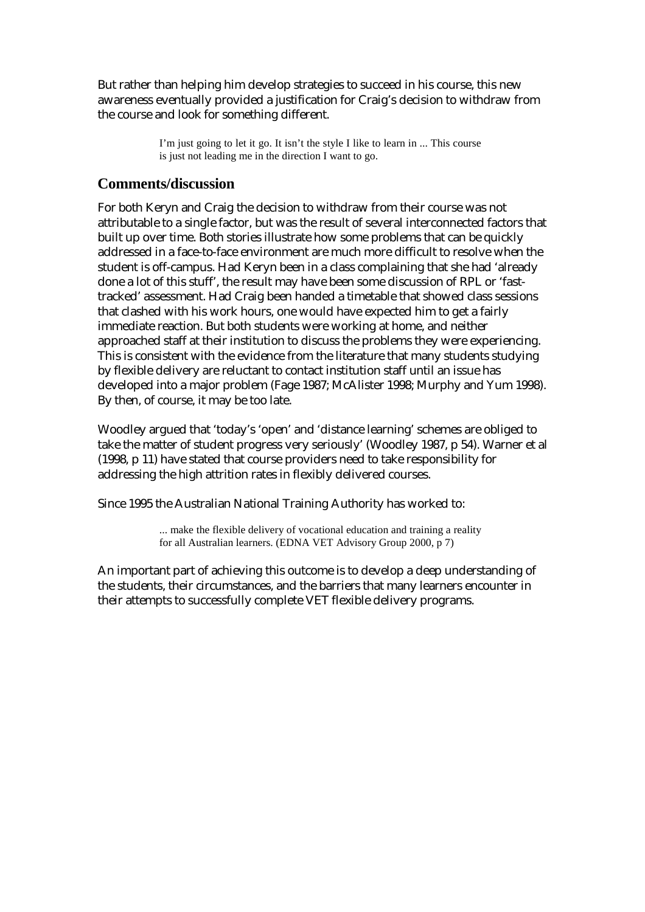But rather than helping him develop strategies to succeed in his course, this new awareness eventually provided a justification for Craig's decision to withdraw from the course and look for something different.

> I'm just going to let it go. It isn't the style I like to learn in ... This course is just not leading me in the direction I want to go.

## Comments/discussion

For both Keryn and Craig the decision to withdraw from their course was not attributable to a single factor, but was the result of several interconnected factors that built up over time. Both stories illustrate how some problems that can be quickly addressed in a face-to-face environment are much more difficult to resolve when the student is off-campus. Had Keryn been in a class complaining that she had 'already done a lot of this stuff', the result may have been some discussion of RPL or 'fast-tracked' assessment. Had Craig been handed a timetable that showed class sessions that clashed with his work hours, one would have expected him to get a fairly immediate reaction. But both students were working at home, and neither approached staff at their institution to discuss the problems they were experiencing. This is consistent with the evidence from the literature that many students studying by flexible delivery are reluctant to contact institution staff until an issue has developed into a major problem (Fage 1987; McAlister 1998; Murphy and Yum 1998). By then, of course, it may be too late.

Woodley argued that 'today's 'open' and 'distance learning' schemes are obliged to take the matter of student progress very seriously' (Woodley 1987, p 54). Warner et al (1998, p 11) have stated that course providers need to take responsibility for addressing the high attrition rates in flexibly delivered courses.

Since 1995 the Australian National Training Authority has worked to:

> ... make the flexible delivery of vocational education and training a reality for all Australian learners. (EDNA VET Advisory Group 2000, p 7)

An important part of achieving this outcome is to develop a deep understanding of the students, their circumstances, and the barriers that many learners encounter in their attempts to successfully complete VET flexible delivery programs.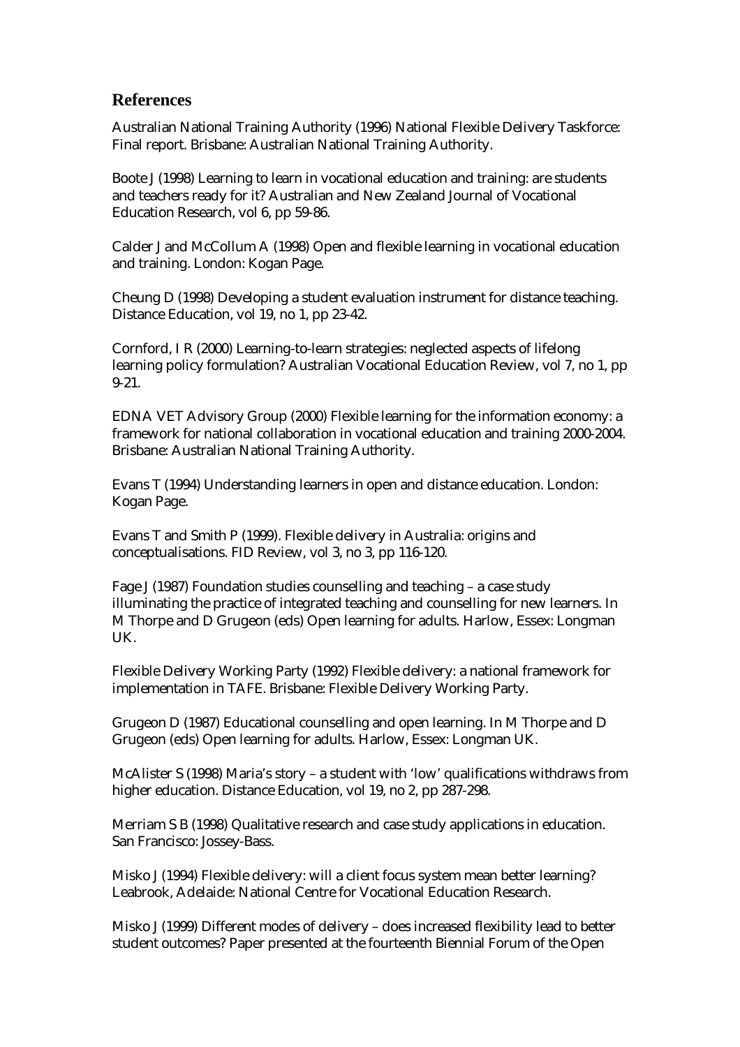## References

Australian National Training Authority (1996) National Flexible Delivery Taskforce: Final report. Brisbane: Australian National Training Authority.

Boote J (1998) Learning to learn in vocational education and training: are students and teachers ready for it? Australian and New Zealand Journal of Vocational Education Research, vol 6, pp 59-86.

Calder J and McCollum A (1998) Open and flexible learning in vocational education and training. London: Kogan Page.

Cheung D (1998) Developing a student evaluation instrument for distance teaching. Distance Education, vol 19, no 1, pp 23-42.

Cornford, I R (2000) Learning-to-learn strategies: neglected aspects of lifelong learning policy formulation? Australian Vocational Education Review, vol 7, no 1, pp 9-21.

EDNA VET Advisory Group (2000) Flexible learning for the information economy: a framework for national collaboration in vocational education and training 2000-2004. Brisbane: Australian National Training Authority.

Evans T (1994) Understanding learners in open and distance education. London: Kogan Page.

Evans T and Smith P (1999). Flexible delivery in Australia: origins and conceptualisations. FID Review, vol 3, no 3, pp 116-120.

Fage J (1987) Foundation studies counselling and teaching – a case study illuminating the practice of integrated teaching and counselling for new learners. In M Thorpe and D Grugeon (eds) Open learning for adults. Harlow, Essex: Longman UK.

Flexible Delivery Working Party (1992) Flexible delivery: a national framework for implementation in TAFE. Brisbane: Flexible Delivery Working Party.

Grugeon D (1987) Educational counselling and open learning. In M Thorpe and D Grugeon (eds) Open learning for adults. Harlow, Essex: Longman UK.

McAlister S (1998) Maria's story – a student with 'low' qualifications withdraws from higher education. Distance Education, vol 19, no 2, pp 287-298.

Merriam S B (1998) Qualitative research and case study applications in education. San Francisco: Jossey-Bass.

Misko J (1994) Flexible delivery: will a client focus system mean better learning? Leabrook, Adelaide: National Centre for Vocational Education Research.

Misko J (1999) Different modes of delivery – does increased flexibility lead to better student outcomes? Paper presented at the fourteenth Biennial Forum of the Open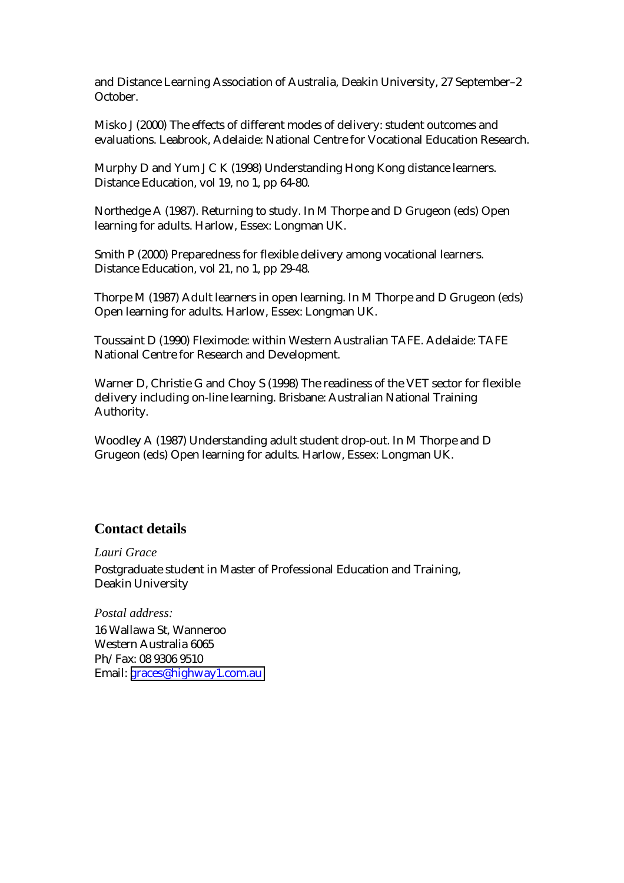and Distance Learning Association of Australia, Deakin University, 27 September–2 October.

Misko J (2000) The effects of different modes of delivery: student outcomes and evaluations. Leabrook, Adelaide: National Centre for Vocational Education Research.

Murphy D and Yum J C K (1998) Understanding Hong Kong distance learners. Distance Education, vol 19, no 1, pp 64-80.

Northedge A (1987). Returning to study. In M Thorpe and D Grugeon (eds) Open learning for adults. Harlow, Essex: Longman UK.

Smith P (2000) Preparedness for flexible delivery among vocational learners. Distance Education, vol 21, no 1, pp 29-48.

Thorpe M (1987) Adult learners in open learning. In M Thorpe and D Grugeon (eds) Open learning for adults. Harlow, Essex: Longman UK.

Toussaint D (1990) Fleximode: within Western Australian TAFE. Adelaide: TAFE National Centre for Research and Development.

Warner D, Christie G and Choy S (1998) The readiness of the VET sector for flexible delivery including on-line learning. Brisbane: Australian National Training Authority.

Woodley A (1987) Understanding adult student drop-out. In M Thorpe and D Grugeon (eds) Open learning for adults. Harlow, Essex: Longman UK.

## Contact details

*Lauri Grace*

Postgraduate student in Master of Professional Education and Training, Deakin University

*Postal address:*

16 Wallawa St, Wanneroo
Western Australia 6065
Ph/Fax: 08 9306 9510
Email: graces@highway1.com.au